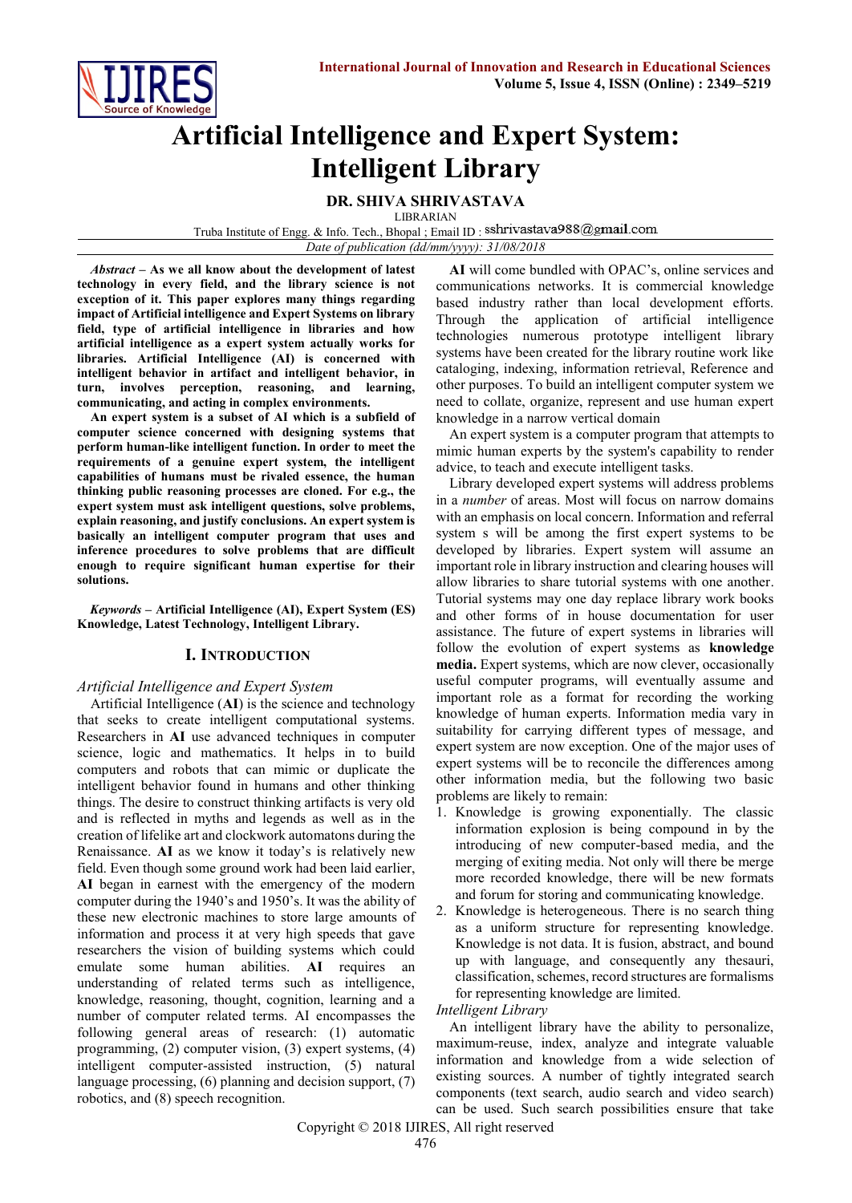# Artificial Intelligence and Expert System: Intelligent Library

**DR. SHIVA SHRIVASTAVA**

LIBRARIAN

Truba Institute of Engg. & Info. Tech., Bhopal ; Email ID : sshrivastava988@gmail.com

*Date of publication (dd/mm/yyyy): 31/08/2018*

***Abstract* – As we all know about the development of latest technology in every field, and the library science is not exception of it. This paper explores many things regarding impact of Artificial intelligence and Expert Systems on library field, type of artificial intelligence in libraries and how artificial intelligence as a expert system actually works for libraries. Artificial Intelligence (AI) is concerned with intelligent behavior in artifact and intelligent behavior, in turn, involves perception, reasoning, and learning, communicating, and acting in complex environments.**

**An expert system is a subset of AI which is a subfield of computer science concerned with designing systems that perform human-like intelligent function. In order to meet the requirements of a genuine expert system, the intelligent capabilities of humans must be rivaled essence, the human thinking public reasoning processes are cloned. For e.g., the expert system must ask intelligent questions, solve problems, explain reasoning, and justify conclusions. An expert system is basically an intelligent computer program that uses and inference procedures to solve problems that are difficult enough to require significant human expertise for their solutions.**

***Keywords* – Artificial Intelligence (AI), Expert System (ES) Knowledge, Latest Technology, Intelligent Library.**

## I. Introduction

### *Artificial Intelligence and Expert System*

Artificial Intelligence (**AI**) is the science and technology that seeks to create intelligent computational systems. Researchers in **AI** use advanced techniques in computer science, logic and mathematics. It helps in to build computers and robots that can mimic or duplicate the intelligent behavior found in humans and other thinking things. The desire to construct thinking artifacts is very old and is reflected in myths and legends as well as in the creation of lifelike art and clockwork automatons during the Renaissance. **AI** as we know it today's is relatively new field. Even though some ground work had been laid earlier, **AI** began in earnest with the emergency of the modern computer during the 1940's and 1950's. It was the ability of these new electronic machines to store large amounts of information and process it at very high speeds that gave researchers the vision of building systems which could emulate some human abilities. **AI** requires an understanding of related terms such as intelligence, knowledge, reasoning, thought, cognition, learning and a number of computer related terms. AI encompasses the following general areas of research: (1) automatic programming, (2) computer vision, (3) expert systems, (4) intelligent computer-assisted instruction, (5) natural language processing, (6) planning and decision support, (7) robotics, and (8) speech recognition.

**AI** will come bundled with OPAC's, online services and communications networks. It is commercial knowledge based industry rather than local development efforts. Through the application of artificial intelligence technologies numerous prototype intelligent library systems have been created for the library routine work like cataloging, indexing, information retrieval, Reference and other purposes. To build an intelligent computer system we need to collate, organize, represent and use human expert knowledge in a narrow vertical domain

An expert system is a computer program that attempts to mimic human experts by the system's capability to render advice, to teach and execute intelligent tasks.

Library developed expert systems will address problems in a *number* of areas. Most will focus on narrow domains with an emphasis on local concern. Information and referral system s will be among the first expert systems to be developed by libraries. Expert system will assume an important role in library instruction and clearing houses will allow libraries to share tutorial systems with one another. Tutorial systems may one day replace library work books and other forms of in house documentation for user assistance. The future of expert systems in libraries will follow the evolution of expert systems as **knowledge media.** Expert systems, which are now clever, occasionally useful computer programs, will eventually assume and important role as a format for recording the working knowledge of human experts. Information media vary in suitability for carrying different types of message, and expert system are now exception. One of the major uses of expert systems will be to reconcile the differences among other information media, but the following two basic problems are likely to remain:

1. Knowledge is growing exponentially. The classic information explosion is being compound in by the introducing of new computer-based media, and the merging of exiting media. Not only will there be merge more recorded knowledge, there will be new formats and forum for storing and communicating knowledge.
2. Knowledge is heterogeneous. There is no search thing as a uniform structure for representing knowledge. Knowledge is not data. It is fusion, abstract, and bound up with language, and consequently any thesauri, classification, schemes, record structures are formalisms for representing knowledge are limited.

### *Intelligent Library*

An intelligent library have the ability to personalize, maximum-reuse, index, analyze and integrate valuable information and knowledge from a wide selection of existing sources. A number of tightly integrated search components (text search, audio search and video search) can be used. Such search possibilities ensure that take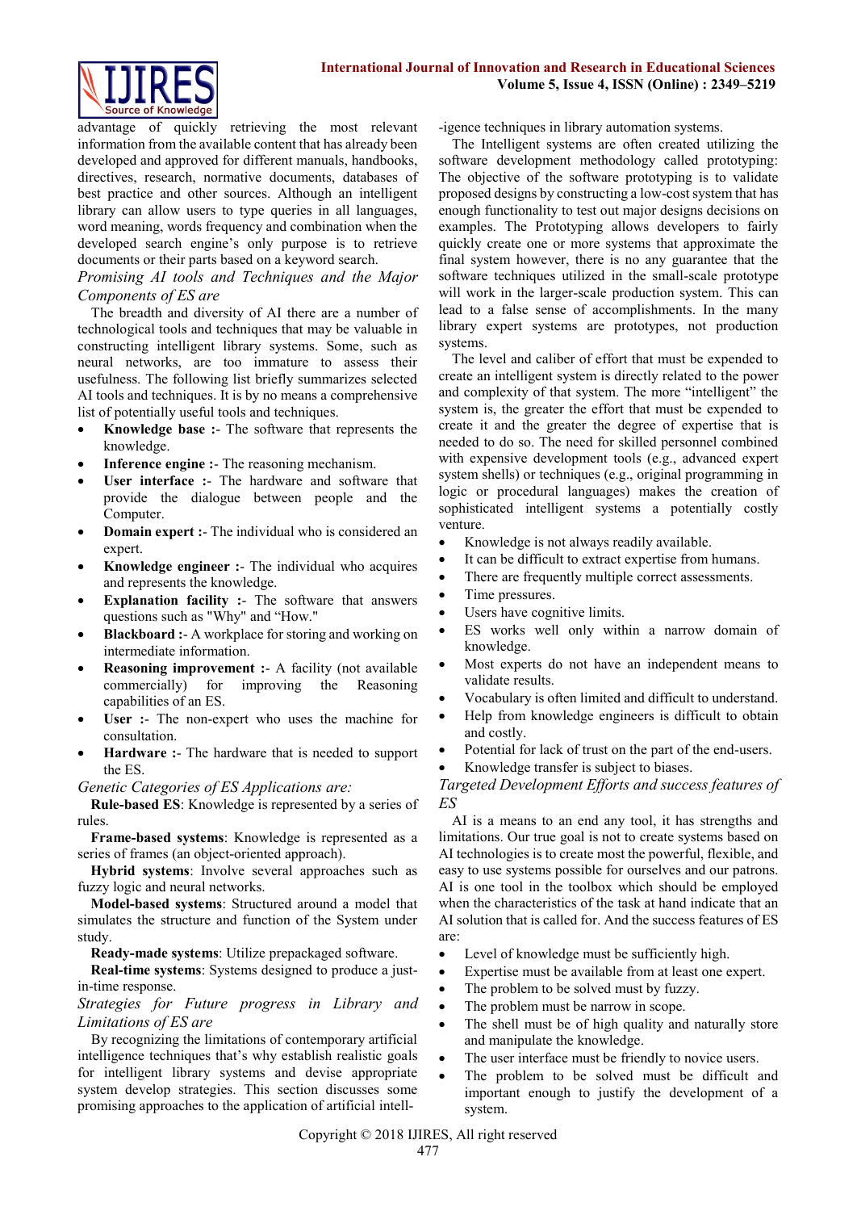advantage of quickly retrieving the most relevant information from the available content that has already been developed and approved for different manuals, handbooks, directives, research, normative documents, databases of best practice and other sources. Although an intelligent library can allow users to type queries in all languages, word meaning, words frequency and combination when the developed search engine's only purpose is to retrieve documents or their parts based on a keyword search.

*Promising AI tools and Techniques and the Major Components of ES are*

The breadth and diversity of AI there are a number of technological tools and techniques that may be valuable in constructing intelligent library systems. Some, such as neural networks, are too immature to assess their usefulness. The following list briefly summarizes selected AI tools and techniques. It is by no means a comprehensive list of potentially useful tools and techniques.

- **Knowledge base :-** The software that represents the knowledge.
- **Inference engine :-** The reasoning mechanism.
- **User interface :-** The hardware and software that provide the dialogue between people and the Computer.
- **Domain expert :-** The individual who is considered an expert.
- **Knowledge engineer :-** The individual who acquires and represents the knowledge.
- **Explanation facility :-** The software that answers questions such as "Why" and "How."
- **Blackboard :-** A workplace for storing and working on intermediate information.
- **Reasoning improvement :-** A facility (not available commercially) for improving the Reasoning capabilities of an ES.
- **User :-** The non-expert who uses the machine for consultation.
- **Hardware :-** The hardware that is needed to support the ES.

*Genetic Categories of ES Applications are:*

**Rule-based ES**: Knowledge is represented by a series of rules.

**Frame-based systems**: Knowledge is represented as a series of frames (an object-oriented approach).

**Hybrid systems**: Involve several approaches such as fuzzy logic and neural networks.

**Model-based systems**: Structured around a model that simulates the structure and function of the System under study.

**Ready-made systems**: Utilize prepackaged software.

**Real-time systems**: Systems designed to produce a just-in-time response.

*Strategies for Future progress in Library and Limitations of ES are*

By recognizing the limitations of contemporary artificial intelligence techniques that's why establish realistic goals for intelligent library systems and devise appropriate system develop strategies. This section discusses some promising approaches to the application of artificial intelligence techniques in library automation systems.

The Intelligent systems are often created utilizing the software development methodology called prototyping: The objective of the software prototyping is to validate proposed designs by constructing a low-cost system that has enough functionality to test out major designs decisions on examples. The Prototyping allows developers to fairly quickly create one or more systems that approximate the final system however, there is no any guarantee that the software techniques utilized in the small-scale prototype will work in the larger-scale production system. This can lead to a false sense of accomplishments. In the many library expert systems are prototypes, not production systems.

The level and caliber of effort that must be expended to create an intelligent system is directly related to the power and complexity of that system. The more "intelligent" the system is, the greater the effort that must be expended to create it and the greater the degree of expertise that is needed to do so. The need for skilled personnel combined with expensive development tools (e.g., advanced expert system shells) or techniques (e.g., original programming in logic or procedural languages) makes the creation of sophisticated intelligent systems a potentially costly venture.

- Knowledge is not always readily available.
- It can be difficult to extract expertise from humans.
- There are frequently multiple correct assessments.
- Time pressures.
- Users have cognitive limits.
- ES works well only within a narrow domain of knowledge.
- Most experts do not have an independent means to validate results.
- Vocabulary is often limited and difficult to understand.
- Help from knowledge engineers is difficult to obtain and costly.
- Potential for lack of trust on the part of the end-users.
- Knowledge transfer is subject to biases.

*Targeted Development Efforts and success features of ES*

AI is a means to an end any tool, it has strengths and limitations. Our true goal is not to create systems based on AI technologies is to create most the powerful, flexible, and easy to use systems possible for ourselves and our patrons. AI is one tool in the toolbox which should be employed when the characteristics of the task at hand indicate that an AI solution that is called for. And the success features of ES are:

- Level of knowledge must be sufficiently high.
- Expertise must be available from at least one expert.
- The problem to be solved must by fuzzy.
- The problem must be narrow in scope.
- The shell must be of high quality and naturally store and manipulate the knowledge.
- The user interface must be friendly to novice users.
- The problem to be solved must be difficult and important enough to justify the development of a system.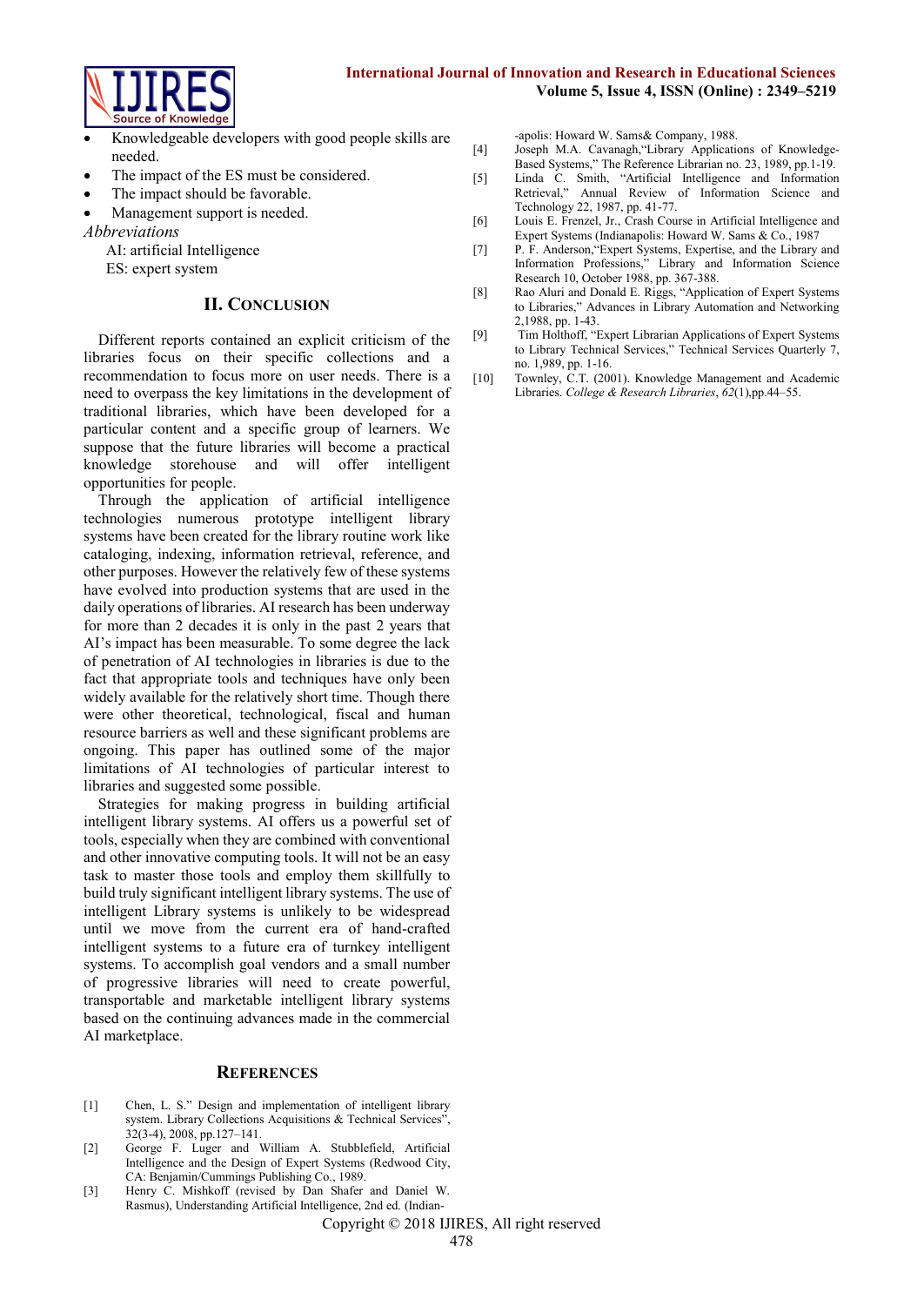- Knowledgeable developers with good people skills are needed.
- The impact of the ES must be considered.
- The impact should be favorable.
- Management support is needed.

*Abbreviations*

AI: artificial Intelligence

ES: expert system

## II. Conclusion

Different reports contained an explicit criticism of the libraries focus on their specific collections and a recommendation to focus more on user needs. There is a need to overpass the key limitations in the development of traditional libraries, which have been developed for a particular content and a specific group of learners. We suppose that the future libraries will become a practical knowledge storehouse and will offer intelligent opportunities for people.

Through the application of artificial intelligence technologies numerous prototype intelligent library systems have been created for the library routine work like cataloging, indexing, information retrieval, reference, and other purposes. However the relatively few of these systems have evolved into production systems that are used in the daily operations of libraries. AI research has been underway for more than 2 decades it is only in the past 2 years that AI's impact has been measurable. To some degree the lack of penetration of AI technologies in libraries is due to the fact that appropriate tools and techniques have only been widely available for the relatively short time. Though there were other theoretical, technological, fiscal and human resource barriers as well and these significant problems are ongoing. This paper has outlined some of the major limitations of AI technologies of particular interest to libraries and suggested some possible.

Strategies for making progress in building artificial intelligent library systems. AI offers us a powerful set of tools, especially when they are combined with conventional and other innovative computing tools. It will not be an easy task to master those tools and employ them skillfully to build truly significant intelligent library systems. The use of intelligent Library systems is unlikely to be widespread until we move from the current era of hand-crafted intelligent systems to a future era of turnkey intelligent systems. To accomplish goal vendors and a small number of progressive libraries will need to create powerful, transportable and marketable intelligent library systems based on the continuing advances made in the commercial AI marketplace.

## References

[1] Chen, L. S." Design and implementation of intelligent library system. Library Collections Acquisitions & Technical Services", 32(3-4), 2008, pp.127–141.

[2] George F. Luger and William A. Stubblefield, Artificial Intelligence and the Design of Expert Systems (Redwood City, CA: Benjamin/Cummings Publishing Co., 1989.

[3] Henry C. Mishkoff (revised by Dan Shafer and Daniel W. Rasmus), Understanding Artificial Intelligence, 2nd ed. (Indian-apolis: Howard W. Sams& Company, 1988.

[4] Joseph M.A. Cavanagh,"Library Applications of Knowledge-Based Systems," The Reference Librarian no. 23, 1989, pp.1-19.

[5] Linda C. Smith, "Artificial Intelligence and Information Retrieval," Annual Review of Information Science and Technology 22, 1987, pp. 41-77.

[6] Louis E. Frenzel, Jr., Crash Course in Artificial Intelligence and Expert Systems (Indianapolis: Howard W. Sams & Co., 1987

[7] P. F. Anderson,"Expert Systems, Expertise, and the Library and Information Professions," Library and Information Science Research 10, October 1988, pp. 367-388.

[8] Rao Aluri and Donald E. Riggs, "Application of Expert Systems to Libraries," Advances in Library Automation and Networking 2,1988, pp. 1-43.

[9] Tim Holthoff, "Expert Librarian Applications of Expert Systems to Library Technical Services," Technical Services Quarterly 7, no. 1,989, pp. 1-16.

[10] Townley, C.T. (2001). Knowledge Management and Academic Libraries. *College & Research Libraries*, *62*(1),pp.44–55.